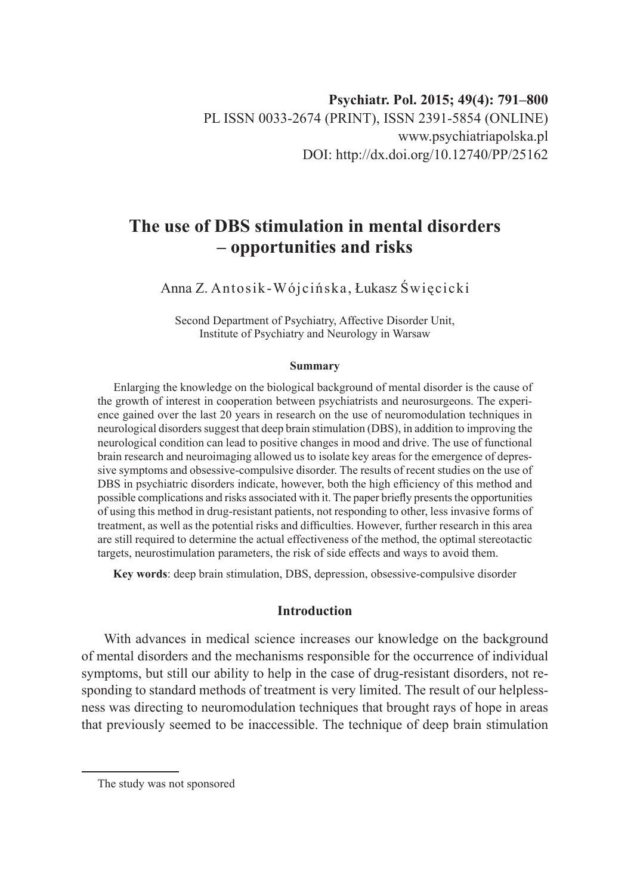**Psychiatr. Pol. 2015; 49(4): 791–800**
PL ISSN 0033-2674 (PRINT), ISSN 2391-5854 (ONLINE)
www.psychiatriapolska.pl
DOI: http://dx.doi.org/10.12740/PP/25162

# The use of DBS stimulation in mental disorders – opportunities and risks

Anna Z. Antosik-Wójcińska, Łukasz Święcicki

Second Department of Psychiatry, Affective Disorder Unit,
Institute of Psychiatry and Neurology in Warsaw

**Summary**

Enlarging the knowledge on the biological background of mental disorder is the cause of the growth of interest in cooperation between psychiatrists and neurosurgeons. The experience gained over the last 20 years in research on the use of neuromodulation techniques in neurological disorders suggest that deep brain stimulation (DBS), in addition to improving the neurological condition can lead to positive changes in mood and drive. The use of functional brain research and neuroimaging allowed us to isolate key areas for the emergence of depressive symptoms and obsessive-compulsive disorder. The results of recent studies on the use of DBS in psychiatric disorders indicate, however, both the high efficiency of this method and possible complications and risks associated with it. The paper briefly presents the opportunities of using this method in drug-resistant patients, not responding to other, less invasive forms of treatment, as well as the potential risks and difficulties. However, further research in this area are still required to determine the actual effectiveness of the method, the optimal stereotactic targets, neurostimulation parameters, the risk of side effects and ways to avoid them.

**Key words**: deep brain stimulation, DBS, depression, obsessive-compulsive disorder

## Introduction

With advances in medical science increases our knowledge on the background of mental disorders and the mechanisms responsible for the occurrence of individual symptoms, but still our ability to help in the case of drug-resistant disorders, not responding to standard methods of treatment is very limited. The result of our helplessness was directing to neuromodulation techniques that brought rays of hope in areas that previously seemed to be inaccessible. The technique of deep brain stimulation

The study was not sponsored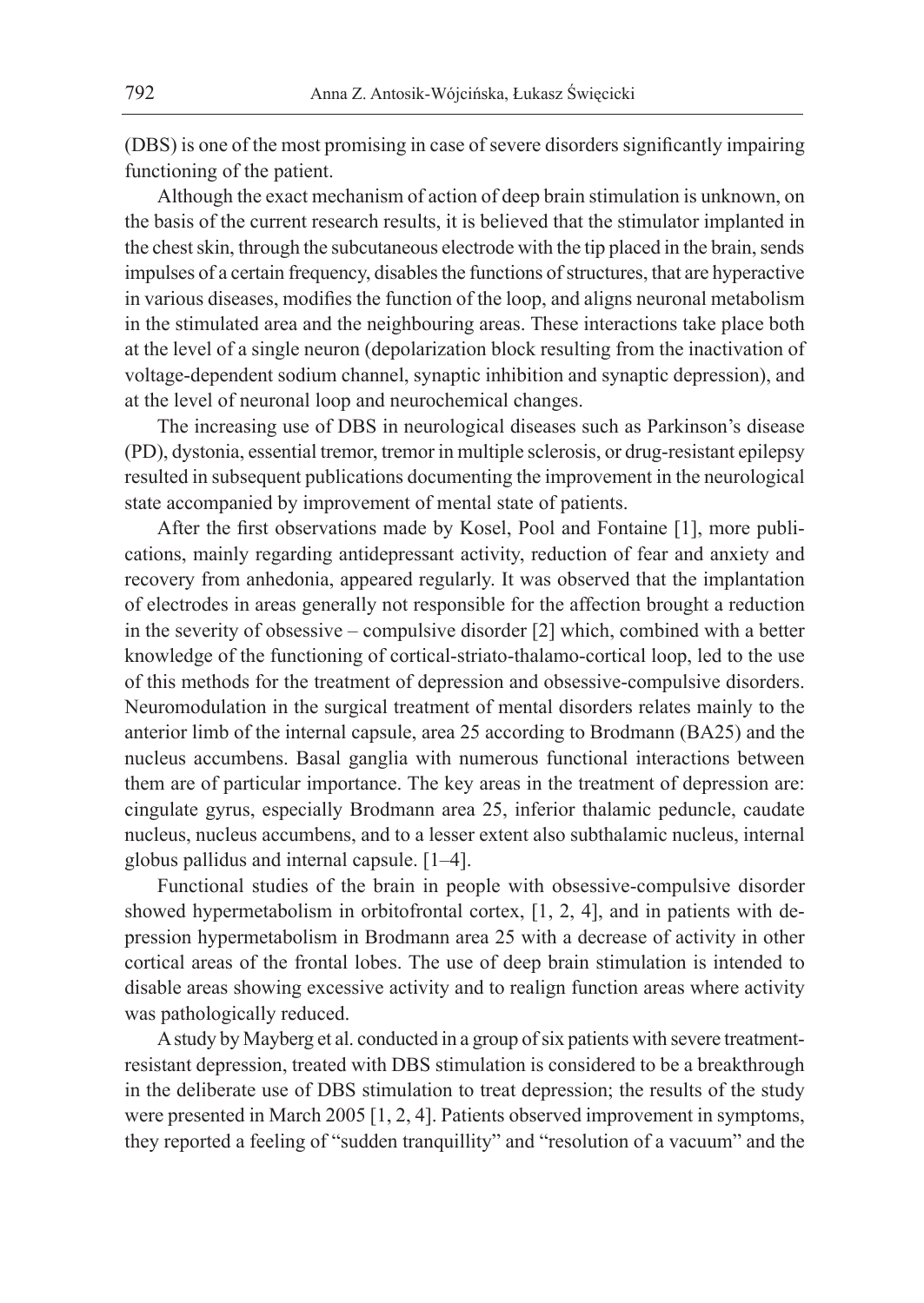(DBS) is one of the most promising in case of severe disorders significantly impairing functioning of the patient.

Although the exact mechanism of action of deep brain stimulation is unknown, on the basis of the current research results, it is believed that the stimulator implanted in the chest skin, through the subcutaneous electrode with the tip placed in the brain, sends impulses of a certain frequency, disables the functions of structures, that are hyperactive in various diseases, modifies the function of the loop, and aligns neuronal metabolism in the stimulated area and the neighbouring areas. These interactions take place both at the level of a single neuron (depolarization block resulting from the inactivation of voltage-dependent sodium channel, synaptic inhibition and synaptic depression), and at the level of neuronal loop and neurochemical changes.

The increasing use of DBS in neurological diseases such as Parkinson's disease (PD), dystonia, essential tremor, tremor in multiple sclerosis, or drug-resistant epilepsy resulted in subsequent publications documenting the improvement in the neurological state accompanied by improvement of mental state of patients.

After the first observations made by Kosel, Pool and Fontaine [1], more publications, mainly regarding antidepressant activity, reduction of fear and anxiety and recovery from anhedonia, appeared regularly. It was observed that the implantation of electrodes in areas generally not responsible for the affection brought a reduction in the severity of obsessive – compulsive disorder [2] which, combined with a better knowledge of the functioning of cortical-striato-thalamo-cortical loop, led to the use of this methods for the treatment of depression and obsessive-compulsive disorders. Neuromodulation in the surgical treatment of mental disorders relates mainly to the anterior limb of the internal capsule, area 25 according to Brodmann (BA25) and the nucleus accumbens. Basal ganglia with numerous functional interactions between them are of particular importance. The key areas in the treatment of depression are: cingulate gyrus, especially Brodmann area 25, inferior thalamic peduncle, caudate nucleus, nucleus accumbens, and to a lesser extent also subthalamic nucleus, internal globus pallidus and internal capsule. [1–4].

Functional studies of the brain in people with obsessive-compulsive disorder showed hypermetabolism in orbitofrontal cortex, [1, 2, 4], and in patients with depression hypermetabolism in Brodmann area 25 with a decrease of activity in other cortical areas of the frontal lobes. The use of deep brain stimulation is intended to disable areas showing excessive activity and to realign function areas where activity was pathologically reduced.

A study by Mayberg et al. conducted in a group of six patients with severe treatment-resistant depression, treated with DBS stimulation is considered to be a breakthrough in the deliberate use of DBS stimulation to treat depression; the results of the study were presented in March 2005 [1, 2, 4]. Patients observed improvement in symptoms, they reported a feeling of "sudden tranquillity" and "resolution of a vacuum" and the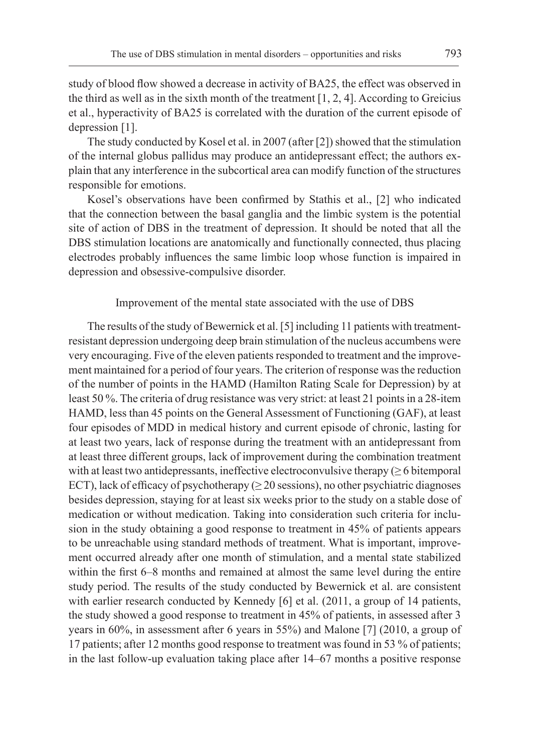study of blood flow showed a decrease in activity of BA25, the effect was observed in the third as well as in the sixth month of the treatment [1, 2, 4]. According to Greicius et al., hyperactivity of BA25 is correlated with the duration of the current episode of depression [1].

The study conducted by Kosel et al. in 2007 (after [2]) showed that the stimulation of the internal globus pallidus may produce an antidepressant effect; the authors explain that any interference in the subcortical area can modify function of the structures responsible for emotions.

Kosel's observations have been confirmed by Stathis et al., [2] who indicated that the connection between the basal ganglia and the limbic system is the potential site of action of DBS in the treatment of depression. It should be noted that all the DBS stimulation locations are anatomically and functionally connected, thus placing electrodes probably influences the same limbic loop whose function is impaired in depression and obsessive-compulsive disorder.

## Improvement of the mental state associated with the use of DBS

The results of the study of Bewernick et al. [5] including 11 patients with treatment-resistant depression undergoing deep brain stimulation of the nucleus accumbens were very encouraging. Five of the eleven patients responded to treatment and the improvement maintained for a period of four years. The criterion of response was the reduction of the number of points in the HAMD (Hamilton Rating Scale for Depression) by at least 50 %. The criteria of drug resistance was very strict: at least 21 points in a 28-item HAMD, less than 45 points on the General Assessment of Functioning (GAF), at least four episodes of MDD in medical history and current episode of chronic, lasting for at least two years, lack of response during the treatment with an antidepressant from at least three different groups, lack of improvement during the combination treatment with at least two antidepressants, ineffective electroconvulsive therapy ($\geq 6$ bitemporal ECT), lack of efficacy of psychotherapy ($\geq 20$ sessions), no other psychiatric diagnoses besides depression, staying for at least six weeks prior to the study on a stable dose of medication or without medication. Taking into consideration such criteria for inclusion in the study obtaining a good response to treatment in 45% of patients appears to be unreachable using standard methods of treatment. What is important, improvement occurred already after one month of stimulation, and a mental state stabilized within the first 6–8 months and remained at almost the same level during the entire study period. The results of the study conducted by Bewernick et al. are consistent with earlier research conducted by Kennedy [6] et al. (2011, a group of 14 patients, the study showed a good response to treatment in 45% of patients, in assessed after 3 years in 60%, in assessment after 6 years in 55%) and Malone [7] (2010, a group of 17 patients; after 12 months good response to treatment was found in 53 % of patients; in the last follow-up evaluation taking place after 14–67 months a positive response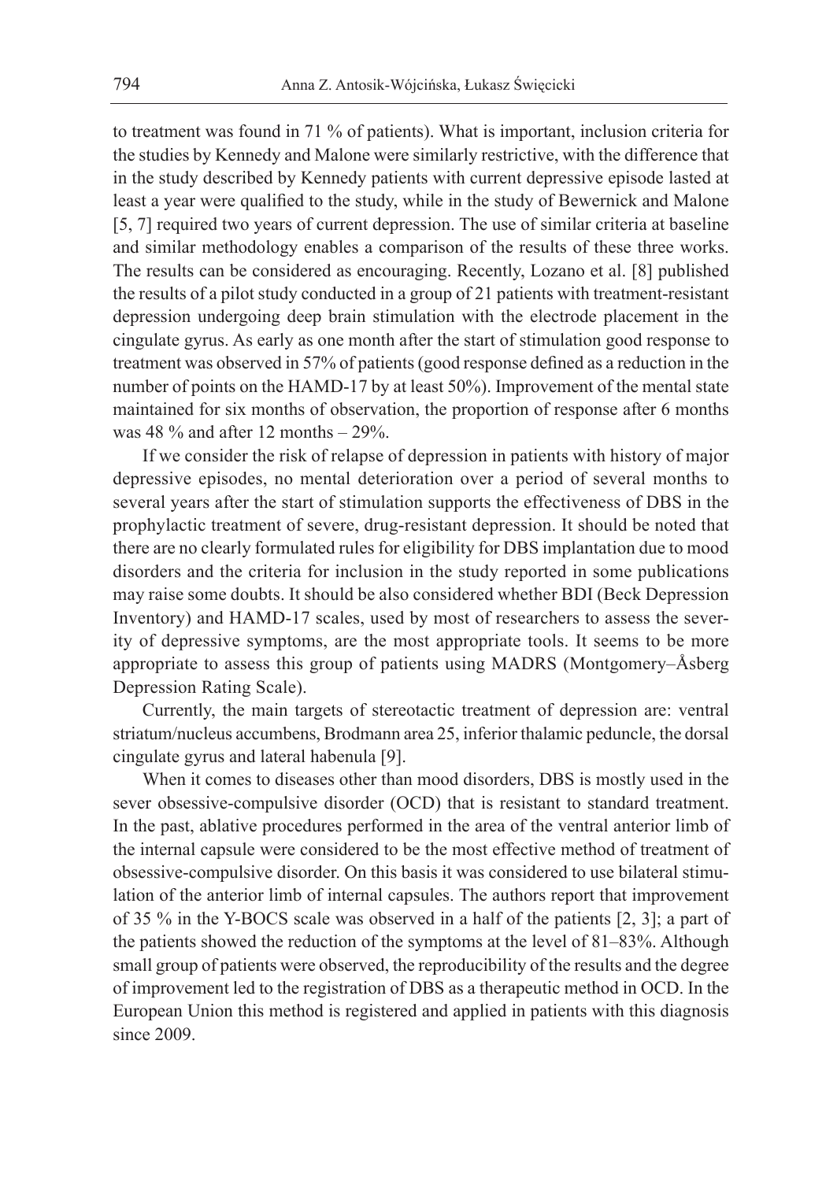to treatment was found in 71 % of patients). What is important, inclusion criteria for the studies by Kennedy and Malone were similarly restrictive, with the difference that in the study described by Kennedy patients with current depressive episode lasted at least a year were qualified to the study, while in the study of Bewernick and Malone [5, 7] required two years of current depression. The use of similar criteria at baseline and similar methodology enables a comparison of the results of these three works. The results can be considered as encouraging. Recently, Lozano et al. [8] published the results of a pilot study conducted in a group of 21 patients with treatment-resistant depression undergoing deep brain stimulation with the electrode placement in the cingulate gyrus. As early as one month after the start of stimulation good response to treatment was observed in 57% of patients (good response defined as a reduction in the number of points on the HAMD-17 by at least 50%). Improvement of the mental state maintained for six months of observation, the proportion of response after 6 months was 48 % and after 12 months – 29%.

If we consider the risk of relapse of depression in patients with history of major depressive episodes, no mental deterioration over a period of several months to several years after the start of stimulation supports the effectiveness of DBS in the prophylactic treatment of severe, drug-resistant depression. It should be noted that there are no clearly formulated rules for eligibility for DBS implantation due to mood disorders and the criteria for inclusion in the study reported in some publications may raise some doubts. It should be also considered whether BDI (Beck Depression Inventory) and HAMD-17 scales, used by most of researchers to assess the severity of depressive symptoms, are the most appropriate tools. It seems to be more appropriate to assess this group of patients using MADRS (Montgomery–Åsberg Depression Rating Scale).

Currently, the main targets of stereotactic treatment of depression are: ventral striatum/nucleus accumbens, Brodmann area 25, inferior thalamic peduncle, the dorsal cingulate gyrus and lateral habenula [9].

When it comes to diseases other than mood disorders, DBS is mostly used in the sever obsessive-compulsive disorder (OCD) that is resistant to standard treatment. In the past, ablative procedures performed in the area of the ventral anterior limb of the internal capsule were considered to be the most effective method of treatment of obsessive-compulsive disorder. On this basis it was considered to use bilateral stimulation of the anterior limb of internal capsules. The authors report that improvement of 35 % in the Y-BOCS scale was observed in a half of the patients [2, 3]; a part of the patients showed the reduction of the symptoms at the level of 81–83%. Although small group of patients were observed, the reproducibility of the results and the degree of improvement led to the registration of DBS as a therapeutic method in OCD. In the European Union this method is registered and applied in patients with this diagnosis since 2009.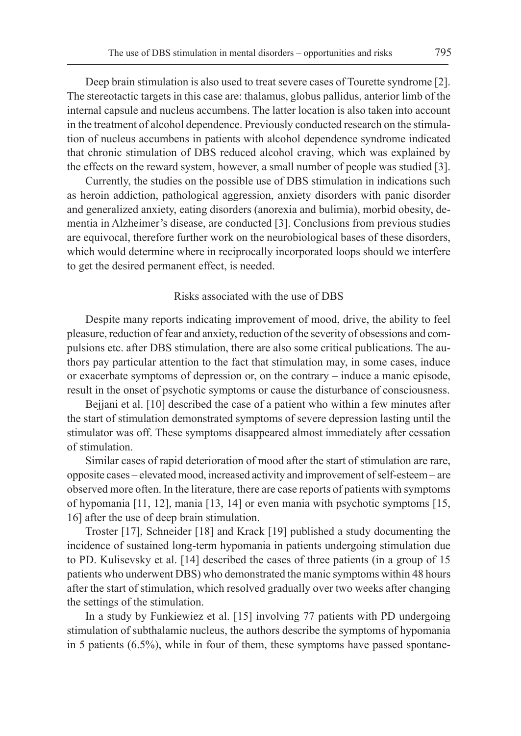Deep brain stimulation is also used to treat severe cases of Tourette syndrome [2]. The stereotactic targets in this case are: thalamus, globus pallidus, anterior limb of the internal capsule and nucleus accumbens. The latter location is also taken into account in the treatment of alcohol dependence. Previously conducted research on the stimulation of nucleus accumbens in patients with alcohol dependence syndrome indicated that chronic stimulation of DBS reduced alcohol craving, which was explained by the effects on the reward system, however, a small number of people was studied [3].

Currently, the studies on the possible use of DBS stimulation in indications such as heroin addiction, pathological aggression, anxiety disorders with panic disorder and generalized anxiety, eating disorders (anorexia and bulimia), morbid obesity, dementia in Alzheimer's disease, are conducted [3]. Conclusions from previous studies are equivocal, therefore further work on the neurobiological bases of these disorders, which would determine where in reciprocally incorporated loops should we interfere to get the desired permanent effect, is needed.

## Risks associated with the use of DBS

Despite many reports indicating improvement of mood, drive, the ability to feel pleasure, reduction of fear and anxiety, reduction of the severity of obsessions and compulsions etc. after DBS stimulation, there are also some critical publications. The authors pay particular attention to the fact that stimulation may, in some cases, induce or exacerbate symptoms of depression or, on the contrary – induce a manic episode, result in the onset of psychotic symptoms or cause the disturbance of consciousness.

Bejjani et al. [10] described the case of a patient who within a few minutes after the start of stimulation demonstrated symptoms of severe depression lasting until the stimulator was off. These symptoms disappeared almost immediately after cessation of stimulation.

Similar cases of rapid deterioration of mood after the start of stimulation are rare, opposite cases – elevated mood, increased activity and improvement of self-esteem – are observed more often. In the literature, there are case reports of patients with symptoms of hypomania [11, 12], mania [13, 14] or even mania with psychotic symptoms [15, 16] after the use of deep brain stimulation.

Troster [17], Schneider [18] and Krack [19] published a study documenting the incidence of sustained long-term hypomania in patients undergoing stimulation due to PD. Kulisevsky et al. [14] described the cases of three patients (in a group of 15 patients who underwent DBS) who demonstrated the manic symptoms within 48 hours after the start of stimulation, which resolved gradually over two weeks after changing the settings of the stimulation.

In a study by Funkiewiez et al. [15] involving 77 patients with PD undergoing stimulation of subthalamic nucleus, the authors describe the symptoms of hypomania in 5 patients (6.5%), while in four of them, these symptoms have passed spontane-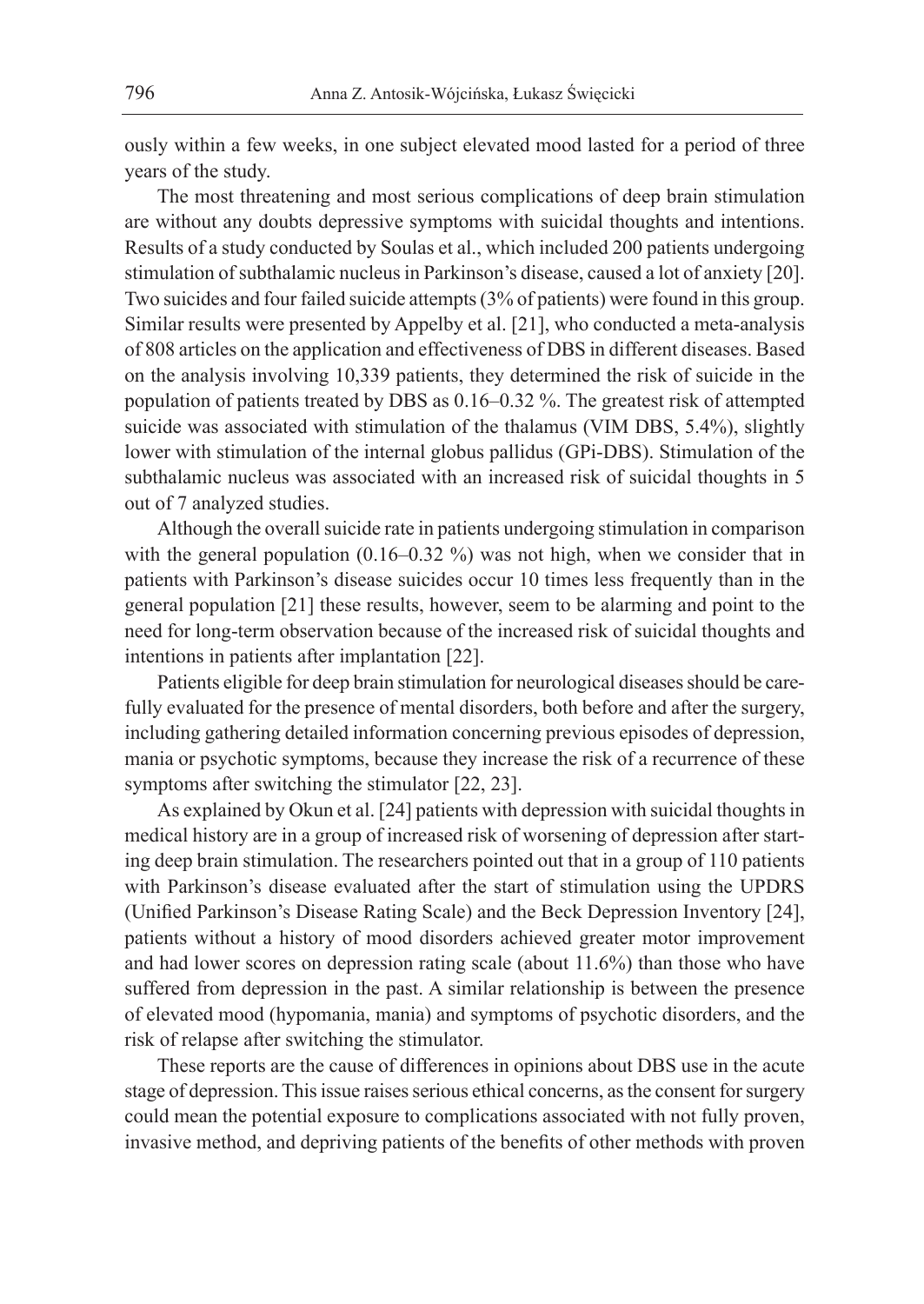ously within a few weeks, in one subject elevated mood lasted for a period of three years of the study.

The most threatening and most serious complications of deep brain stimulation are without any doubts depressive symptoms with suicidal thoughts and intentions. Results of a study conducted by Soulas et al., which included 200 patients undergoing stimulation of subthalamic nucleus in Parkinson's disease, caused a lot of anxiety [20]. Two suicides and four failed suicide attempts (3% of patients) were found in this group. Similar results were presented by Appelby et al. [21], who conducted a meta-analysis of 808 articles on the application and effectiveness of DBS in different diseases. Based on the analysis involving 10,339 patients, they determined the risk of suicide in the population of patients treated by DBS as 0.16–0.32 %. The greatest risk of attempted suicide was associated with stimulation of the thalamus (VIM DBS, 5.4%), slightly lower with stimulation of the internal globus pallidus (GPi-DBS). Stimulation of the subthalamic nucleus was associated with an increased risk of suicidal thoughts in 5 out of 7 analyzed studies.

Although the overall suicide rate in patients undergoing stimulation in comparison with the general population (0.16–0.32 %) was not high, when we consider that in patients with Parkinson's disease suicides occur 10 times less frequently than in the general population [21] these results, however, seem to be alarming and point to the need for long-term observation because of the increased risk of suicidal thoughts and intentions in patients after implantation [22].

Patients eligible for deep brain stimulation for neurological diseases should be carefully evaluated for the presence of mental disorders, both before and after the surgery, including gathering detailed information concerning previous episodes of depression, mania or psychotic symptoms, because they increase the risk of a recurrence of these symptoms after switching the stimulator [22, 23].

As explained by Okun et al. [24] patients with depression with suicidal thoughts in medical history are in a group of increased risk of worsening of depression after starting deep brain stimulation. The researchers pointed out that in a group of 110 patients with Parkinson's disease evaluated after the start of stimulation using the UPDRS (Unified Parkinson's Disease Rating Scale) and the Beck Depression Inventory [24], patients without a history of mood disorders achieved greater motor improvement and had lower scores on depression rating scale (about 11.6%) than those who have suffered from depression in the past. A similar relationship is between the presence of elevated mood (hypomania, mania) and symptoms of psychotic disorders, and the risk of relapse after switching the stimulator.

These reports are the cause of differences in opinions about DBS use in the acute stage of depression. This issue raises serious ethical concerns, as the consent for surgery could mean the potential exposure to complications associated with not fully proven, invasive method, and depriving patients of the benefits of other methods with proven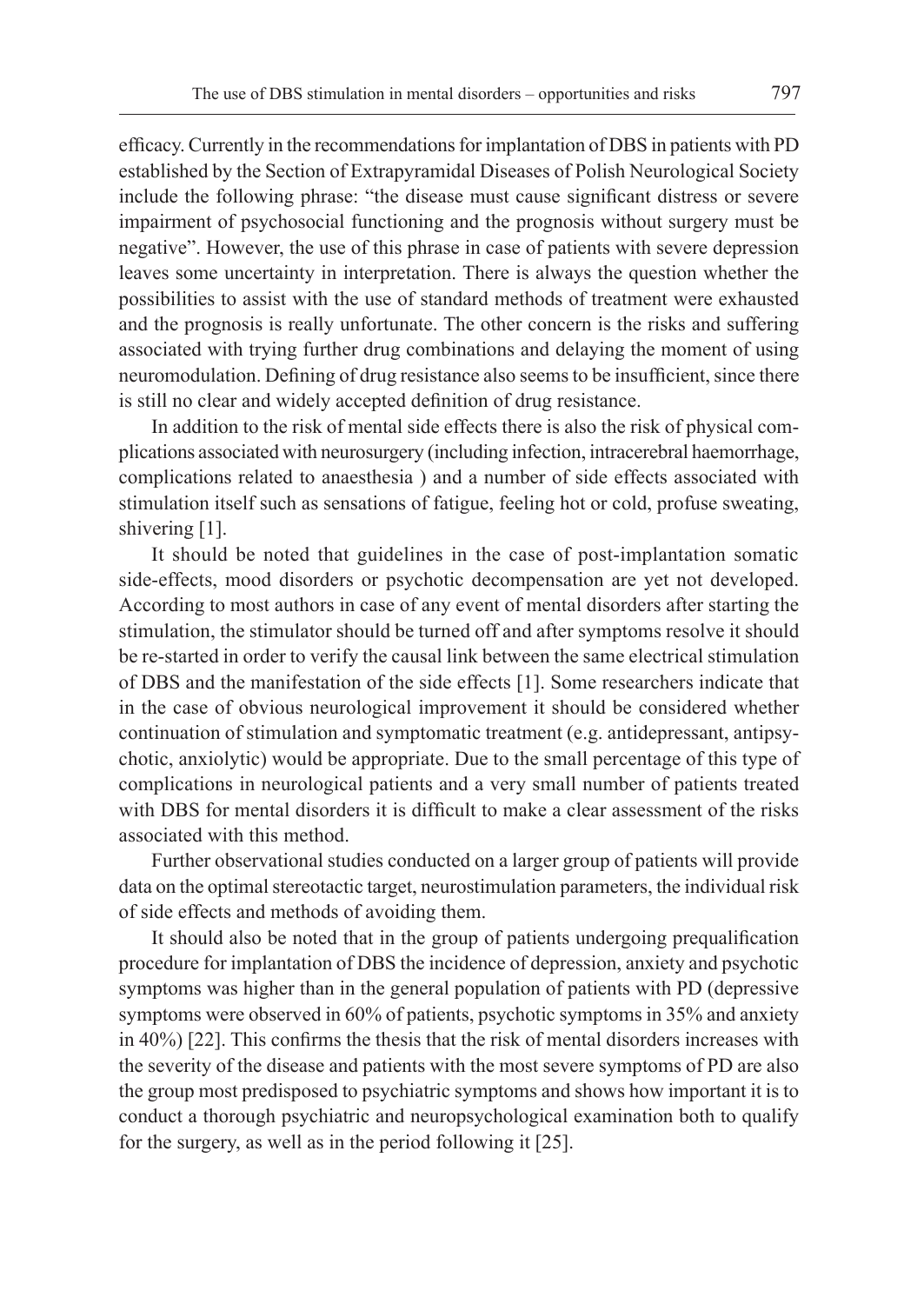efficacy. Currently in the recommendations for implantation of DBS in patients with PD established by the Section of Extrapyramidal Diseases of Polish Neurological Society include the following phrase: "the disease must cause significant distress or severe impairment of psychosocial functioning and the prognosis without surgery must be negative". However, the use of this phrase in case of patients with severe depression leaves some uncertainty in interpretation. There is always the question whether the possibilities to assist with the use of standard methods of treatment were exhausted and the prognosis is really unfortunate. The other concern is the risks and suffering associated with trying further drug combinations and delaying the moment of using neuromodulation. Defining of drug resistance also seems to be insufficient, since there is still no clear and widely accepted definition of drug resistance.

In addition to the risk of mental side effects there is also the risk of physical complications associated with neurosurgery (including infection, intracerebral haemorrhage, complications related to anaesthesia ) and a number of side effects associated with stimulation itself such as sensations of fatigue, feeling hot or cold, profuse sweating, shivering [1].

It should be noted that guidelines in the case of post-implantation somatic side-effects, mood disorders or psychotic decompensation are yet not developed. According to most authors in case of any event of mental disorders after starting the stimulation, the stimulator should be turned off and after symptoms resolve it should be re-started in order to verify the causal link between the same electrical stimulation of DBS and the manifestation of the side effects [1]. Some researchers indicate that in the case of obvious neurological improvement it should be considered whether continuation of stimulation and symptomatic treatment (e.g. antidepressant, antipsychotic, anxiolytic) would be appropriate. Due to the small percentage of this type of complications in neurological patients and a very small number of patients treated with DBS for mental disorders it is difficult to make a clear assessment of the risks associated with this method.

Further observational studies conducted on a larger group of patients will provide data on the optimal stereotactic target, neurostimulation parameters, the individual risk of side effects and methods of avoiding them.

It should also be noted that in the group of patients undergoing prequalification procedure for implantation of DBS the incidence of depression, anxiety and psychotic symptoms was higher than in the general population of patients with PD (depressive symptoms were observed in 60% of patients, psychotic symptoms in 35% and anxiety in 40%) [22]. This confirms the thesis that the risk of mental disorders increases with the severity of the disease and patients with the most severe symptoms of PD are also the group most predisposed to psychiatric symptoms and shows how important it is to conduct a thorough psychiatric and neuropsychological examination both to qualify for the surgery, as well as in the period following it [25].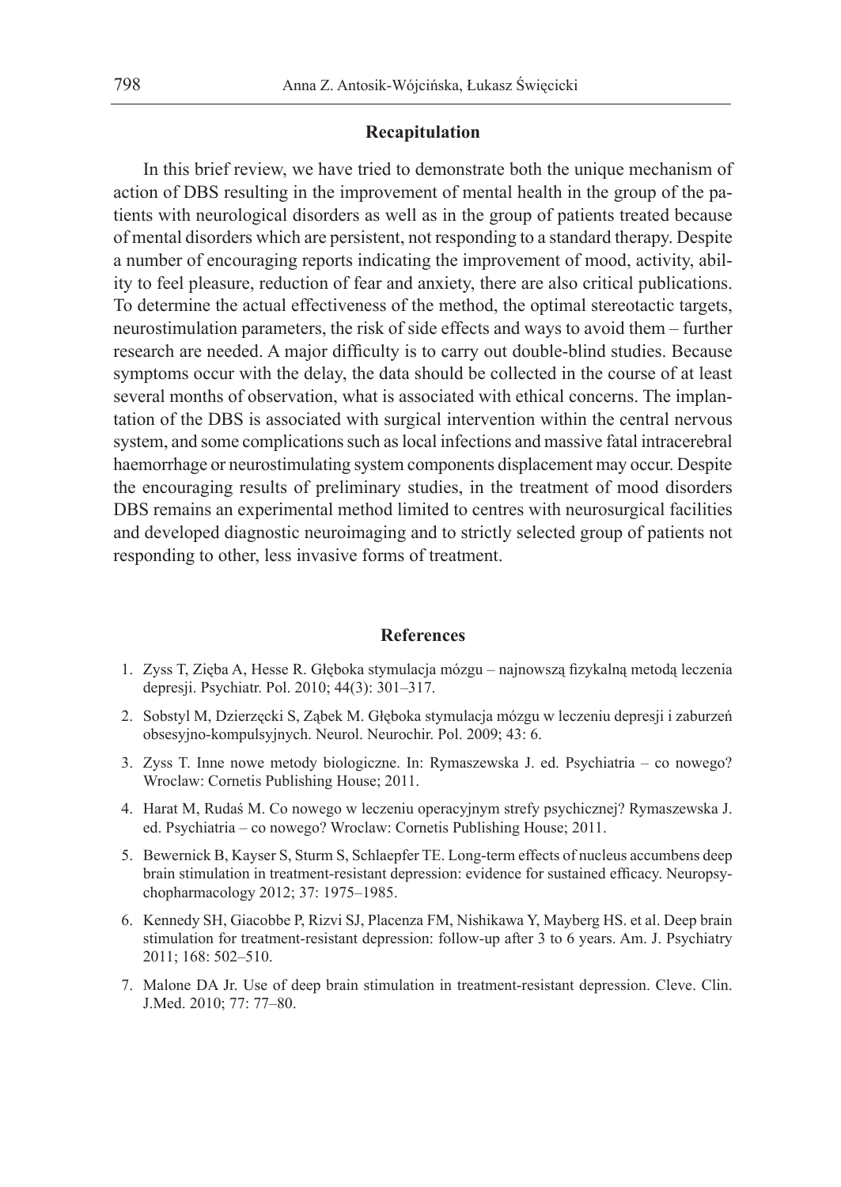## Recapitulation

In this brief review, we have tried to demonstrate both the unique mechanism of action of DBS resulting in the improvement of mental health in the group of the patients with neurological disorders as well as in the group of patients treated because of mental disorders which are persistent, not responding to a standard therapy. Despite a number of encouraging reports indicating the improvement of mood, activity, ability to feel pleasure, reduction of fear and anxiety, there are also critical publications. To determine the actual effectiveness of the method, the optimal stereotactic targets, neurostimulation parameters, the risk of side effects and ways to avoid them – further research are needed. A major difficulty is to carry out double-blind studies. Because symptoms occur with the delay, the data should be collected in the course of at least several months of observation, what is associated with ethical concerns. The implantation of the DBS is associated with surgical intervention within the central nervous system, and some complications such as local infections and massive fatal intracerebral haemorrhage or neurostimulating system components displacement may occur. Despite the encouraging results of preliminary studies, in the treatment of mood disorders DBS remains an experimental method limited to centres with neurosurgical facilities and developed diagnostic neuroimaging and to strictly selected group of patients not responding to other, less invasive forms of treatment.

## References

1. Zyss T, Zięba A, Hesse R. Głęboka stymulacja mózgu – najnowszą fizykalną metodą leczenia depresji. Psychiatr. Pol. 2010; 44(3): 301–317.
2. Sobstyl M, Dzierzęcki S, Ząbek M. Głęboka stymulacja mózgu w leczeniu depresji i zaburzeń obsesyjno-kompulsyjnych. Neurol. Neurochir. Pol. 2009; 43: 6.
3. Zyss T. Inne nowe metody biologiczne. In: Rymaszewska J. ed. Psychiatria – co nowego? Wroclaw: Cornetis Publishing House; 2011.
4. Harat M, Rudaś M. Co nowego w leczeniu operacyjnym strefy psychicznej? Rymaszewska J. ed. Psychiatria – co nowego? Wroclaw: Cornetis Publishing House; 2011.
5. Bewernick B, Kayser S, Sturm S, Schlaepfer TE. Long-term effects of nucleus accumbens deep brain stimulation in treatment-resistant depression: evidence for sustained efficacy. Neuropsychopharmacology 2012; 37: 1975–1985.
6. Kennedy SH, Giacobbe P, Rizvi SJ, Placenza FM, Nishikawa Y, Mayberg HS. et al. Deep brain stimulation for treatment-resistant depression: follow-up after 3 to 6 years. Am. J. Psychiatry 2011; 168: 502–510.
7. Malone DA Jr. Use of deep brain stimulation in treatment-resistant depression. Cleve. Clin. J.Med. 2010; 77: 77–80.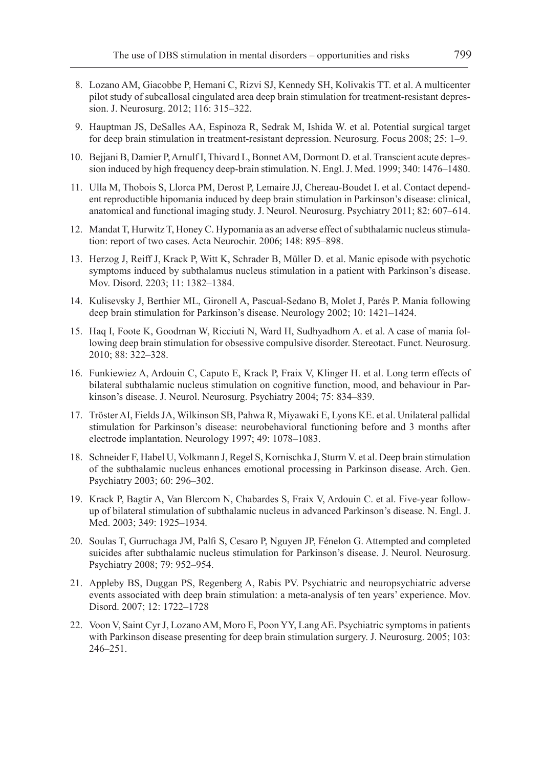8. Lozano AM, Giacobbe P, Hemani C, Rizvi SJ, Kennedy SH, Kolivakis TT. et al. A multicenter pilot study of subcallosal cingulated area deep brain stimulation for treatment-resistant depression. J. Neurosurg. 2012; 116: 315–322.
9. Hauptman JS, DeSalles AA, Espinoza R, Sedrak M, Ishida W. et al. Potential surgical target for deep brain stimulation in treatment-resistant depression. Neurosurg. Focus 2008; 25: 1–9.
10. Bejjani B, Damier P, Arnulf I, Thivard L, Bonnet AM, Dormont D. et al. Transcient acute depression induced by high frequency deep-brain stimulation. N. Engl. J. Med. 1999; 340: 1476–1480.
11. Ulla M, Thobois S, Llorca PM, Derost P, Lemaire JJ, Chereau-Boudet I. et al. Contact dependent reproductible hipomania induced by deep brain stimulation in Parkinson's disease: clinical, anatomical and functional imaging study. J. Neurol. Neurosurg. Psychiatry 2011; 82: 607–614.
12. Mandat T, Hurwitz T, Honey C. Hypomania as an adverse effect of subthalamic nucleus stimulation: report of two cases. Acta Neurochir. 2006; 148: 895–898.
13. Herzog J, Reiff J, Krack P, Witt K, Schrader B, Müller D. et al. Manic episode with psychotic symptoms induced by subthalamus nucleus stimulation in a patient with Parkinson's disease. Mov. Disord. 2203; 11: 1382–1384.
14. Kulisevsky J, Berthier ML, Gironell A, Pascual-Sedano B, Molet J, Parés P. Mania following deep brain stimulation for Parkinson's disease. Neurology 2002; 10: 1421–1424.
15. Haq I, Foote K, Goodman W, Ricciuti N, Ward H, Sudhyadhom A. et al. A case of mania following deep brain stimulation for obsessive compulsive disorder. Stereotact. Funct. Neurosurg. 2010; 88: 322–328.
16. Funkiewiez A, Ardouin C, Caputo E, Krack P, Fraix V, Klinger H. et al. Long term effects of bilateral subthalamic nucleus stimulation on cognitive function, mood, and behaviour in Parkinson's disease. J. Neurol. Neurosurg. Psychiatry 2004; 75: 834–839.
17. Tröster AI, Fields JA, Wilkinson SB, Pahwa R, Miyawaki E, Lyons KE. et al. Unilateral pallidal stimulation for Parkinson's disease: neurobehavioral functioning before and 3 months after electrode implantation. Neurology 1997; 49: 1078–1083.
18. Schneider F, Habel U, Volkmann J, Regel S, Kornischka J, Sturm V. et al. Deep brain stimulation of the subthalamic nucleus enhances emotional processing in Parkinson disease. Arch. Gen. Psychiatry 2003; 60: 296–302.
19. Krack P, Bagtir A, Van Blercom N, Chabardes S, Fraix V, Ardouin C. et al. Five-year follow-up of bilateral stimulation of subthalamic nucleus in advanced Parkinson's disease. N. Engl. J. Med. 2003; 349: 1925–1934.
20. Soulas T, Gurruchaga JM, Palfi S, Cesaro P, Nguyen JP, Fénelon G. Attempted and completed suicides after subthalamic nucleus stimulation for Parkinson's disease. J. Neurol. Neurosurg. Psychiatry 2008; 79: 952–954.
21. Appleby BS, Duggan PS, Regenberg A, Rabis PV. Psychiatric and neuropsychiatric adverse events associated with deep brain stimulation: a meta-analysis of ten years' experience. Mov. Disord. 2007; 12: 1722–1728
22. Voon V, Saint Cyr J, Lozano AM, Moro E, Poon YY, Lang AE. Psychiatric symptoms in patients with Parkinson disease presenting for deep brain stimulation surgery. J. Neurosurg. 2005; 103: 246–251.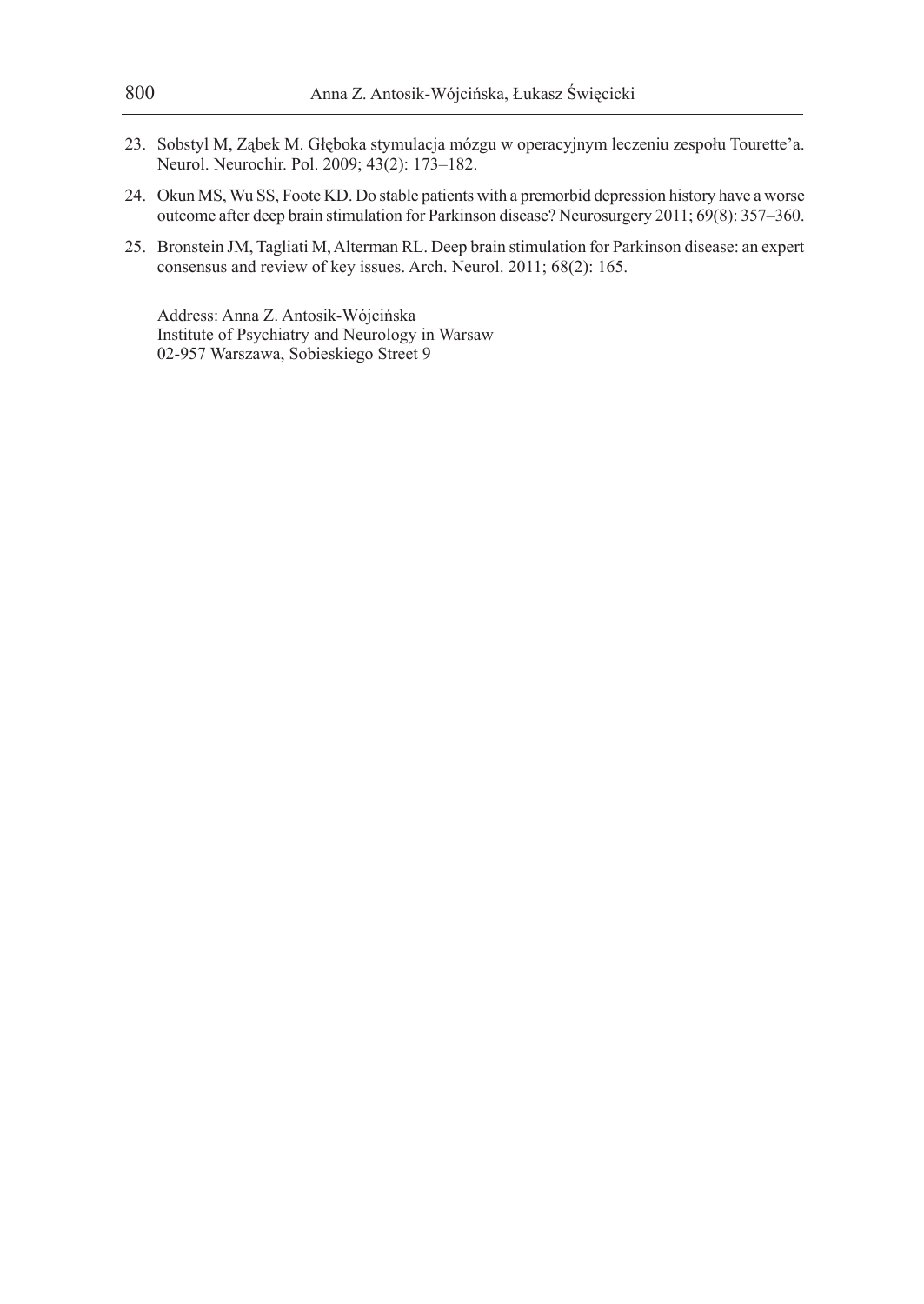23. Sobstyl M, Ząbek M. Głęboka stymulacja mózgu w operacyjnym leczeniu zespołu Tourette'a. Neurol. Neurochir. Pol. 2009; 43(2): 173–182.

24. Okun MS, Wu SS, Foote KD. Do stable patients with a premorbid depression history have a worse outcome after deep brain stimulation for Parkinson disease? Neurosurgery 2011; 69(8): 357–360.

25. Bronstein JM, Tagliati M, Alterman RL. Deep brain stimulation for Parkinson disease: an expert consensus and review of key issues. Arch. Neurol. 2011; 68(2): 165.

Address: Anna Z. Antosik-Wójcińska  
Institute of Psychiatry and Neurology in Warsaw  
02-957 Warszawa, Sobieskiego Street 9